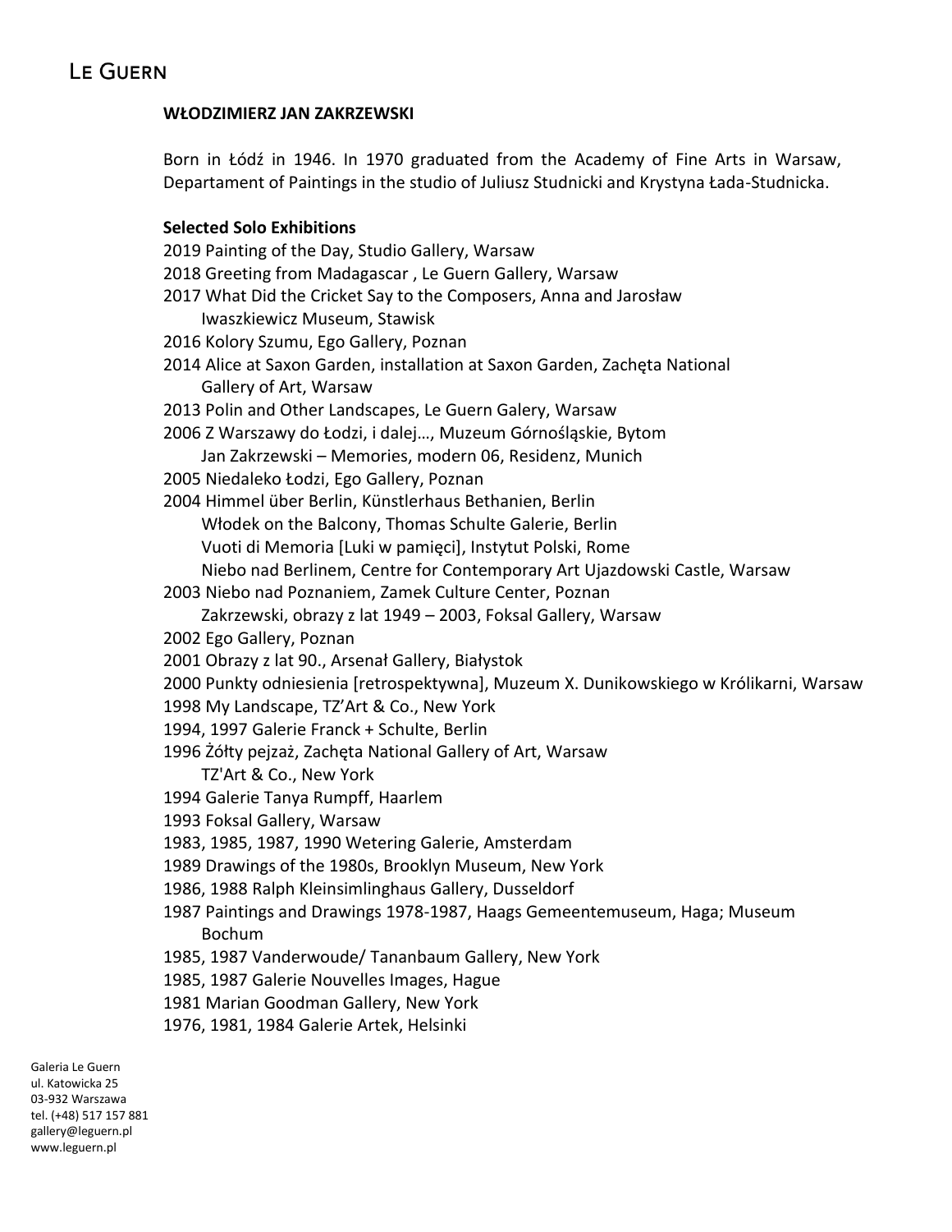# WŁODZIMIERZ JAN ZAKRZEWSKI

Born in Łódź in 1946. In 1970 graduated from the Academy of Fine Arts in Warsaw, Departament of Paintings in the studio of Juliusz Studnicki and Krystyna Łada-Studnicka.

## Selected Solo Exhibitions

2019 Painting of the Day, Studio Gallery, Warsaw
2018 Greeting from Madagascar , Le Guern Gallery, Warsaw
2017 What Did the Cricket Say to the Composers, Anna and Jarosław Iwaszkiewicz Museum, Stawisk
2016 Kolory Szumu, Ego Gallery, Poznan
2014 Alice at Saxon Garden, installation at Saxon Garden, Zachęta National Gallery of Art, Warsaw
2013 Polin and Other Landscapes, Le Guern Galery, Warsaw
2006 Z Warszawy do Łodzi, i dalej…, Muzeum Górnośląskie, Bytom
Jan Zakrzewski – Memories, modern 06, Residenz, Munich
2005 Niedaleko Łodzi, Ego Gallery, Poznan
2004 Himmel über Berlin, Künstlerhaus Bethanien, Berlin
Włodek on the Balcony, Thomas Schulte Galerie, Berlin
Vuoti di Memoria [Luki w pamięci], Instytut Polski, Rome
Niebo nad Berlinem, Centre for Contemporary Art Ujazdowski Castle, Warsaw
2003 Niebo nad Poznaniem, Zamek Culture Center, Poznan
Zakrzewski, obrazy z lat 1949 – 2003, Foksal Gallery, Warsaw
2002 Ego Gallery, Poznan
2001 Obrazy z lat 90., Arsenał Gallery, Białystok
2000 Punkty odniesienia [retrospektywna], Muzeum X. Dunikowskiego w Królikarni, Warsaw
1998 My Landscape, TZ'Art & Co., New York
1994, 1997 Galerie Franck + Schulte, Berlin
1996 Żółty pejzaż, Zachęta National Gallery of Art, Warsaw
TZ'Art & Co., New York
1994 Galerie Tanya Rumpff, Haarlem
1993 Foksal Gallery, Warsaw
1983, 1985, 1987, 1990 Wetering Galerie, Amsterdam
1989 Drawings of the 1980s, Brooklyn Museum, New York
1986, 1988 Ralph Kleinsimlinghaus Gallery, Dusseldorf
1987 Paintings and Drawings 1978-1987, Haags Gemeentemuseum, Haga; Museum Bochum
1985, 1987 Vanderwoude/ Tananbaum Gallery, New York
1985, 1987 Galerie Nouvelles Images, Hague
1981 Marian Goodman Gallery, New York
1976, 1981, 1984 Galerie Artek, Helsinki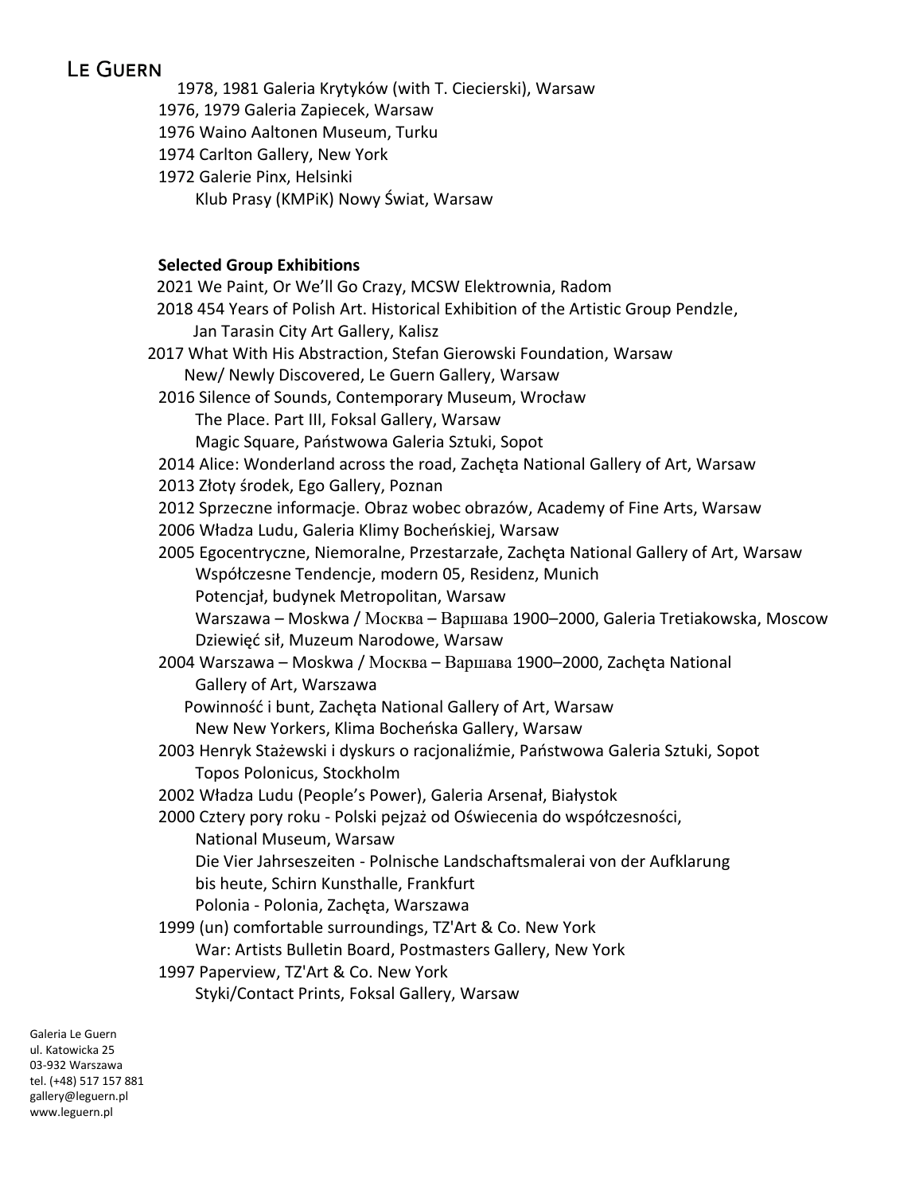1978, 1981 Galeria Krytyków (with T. Ciecierski), Warsaw
1976, 1979 Galeria Zapiecek, Warsaw
1976 Waino Aaltonen Museum, Turku
1974 Carlton Gallery, New York
1972 Galerie Pinx, Helsinki
Klub Prasy (KMPiK) Nowy Świat, Warsaw

**Selected Group Exhibitions**

2021 We Paint, Or We'll Go Crazy, MCSW Elektrownia, Radom
2018 454 Years of Polish Art. Historical Exhibition of the Artistic Group Pendzle, Jan Tarasin City Art Gallery, Kalisz
2017 What With His Abstraction, Stefan Gierowski Foundation, Warsaw
New/ Newly Discovered, Le Guern Gallery, Warsaw
2016 Silence of Sounds, Contemporary Museum, Wrocław
The Place. Part III, Foksal Gallery, Warsaw
Magic Square, Państwowa Galeria Sztuki, Sopot
2014 Alice: Wonderland across the road, Zachęta National Gallery of Art, Warsaw
2013 Złoty środek, Ego Gallery, Poznan
2012 Sprzeczne informacje. Obraz wobec obrazów, Academy of Fine Arts, Warsaw
2006 Władza Ludu, Galeria Klimy Bocheńskiej, Warsaw
2005 Egocentryczne, Niemoralne, Przestarzałe, Zachęta National Gallery of Art, Warsaw
Współczesne Tendencje, modern 05, Residenz, Munich
Potencjał, budynek Metropolitan, Warsaw
Warszawa – Moskwa / Москва – Варшава 1900–2000, Galeria Tretiakowska, Moscow
Dziewięć sił, Muzeum Narodowe, Warsaw
2004 Warszawa – Moskwa / Москва – Варшава 1900–2000, Zachęta National Gallery of Art, Warszawa
Powinność i bunt, Zachęta National Gallery of Art, Warsaw
New New Yorkers, Klima Bocheńska Gallery, Warsaw
2003 Henryk Stażewski i dyskurs o racjonaliźmie, Państwowa Galeria Sztuki, Sopot
Topos Polonicus, Stockholm
2002 Władza Ludu (People's Power), Galeria Arsenał, Białystok
2000 Cztery pory roku - Polski pejzaż od Oświecenia do współczesności, National Museum, Warsaw
Die Vier Jahrseszeiten - Polnische Landschaftsmalerai von der Aufklarung bis heute, Schirn Kunsthalle, Frankfurt
Polonia - Polonia, Zachęta, Warszawa
1999 (un) comfortable surroundings, TZ'Art & Co. New York
War: Artists Bulletin Board, Postmasters Gallery, New York
1997 Paperview, TZ'Art & Co. New York
Styki/Contact Prints, Foksal Gallery, Warsaw

Galeria Le Guern
ul. Katowicka 25
03-932 Warszawa
tel. (+48) 517 157 881
gallery@leguern.pl
www.leguern.pl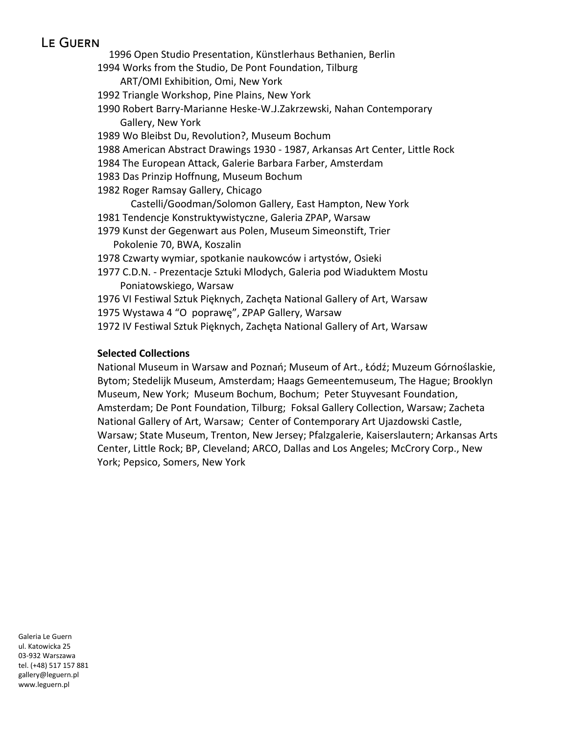1996 Open Studio Presentation, Künstlerhaus Bethanien, Berlin
1994 Works from the Studio, De Pont Foundation, Tilburg
ART/OMI Exhibition, Omi, New York
1992 Triangle Workshop, Pine Plains, New York
1990 Robert Barry-Marianne Heske-W.J.Zakrzewski, Nahan Contemporary Gallery, New York
1989 Wo Bleibst Du, Revolution?, Museum Bochum
1988 American Abstract Drawings 1930 - 1987, Arkansas Art Center, Little Rock
1984 The European Attack, Galerie Barbara Farber, Amsterdam
1983 Das Prinzip Hoffnung, Museum Bochum
1982 Roger Ramsay Gallery, Chicago
Castelli/Goodman/Solomon Gallery, East Hampton, New York
1981 Tendencje Konstruktywistyczne, Galeria ZPAP, Warsaw
1979 Kunst der Gegenwart aus Polen, Museum Simeonstift, Trier
Pokolenie 70, BWA, Koszalin
1978 Czwarty wymiar, spotkanie naukowców i artystów, Osieki
1977 C.D.N. - Prezentacje Sztuki Mlodych, Galeria pod Wiaduktem Mostu Poniatowskiego, Warsaw
1976 VI Festiwal Sztuk Pięknych, Zachęta National Gallery of Art, Warsaw
1975 Wystawa 4 “O poprawę”, ZPAP Gallery, Warsaw
1972 IV Festiwal Sztuk Pięknych, Zachęta National Gallery of Art, Warsaw

**Selected Collections**

National Museum in Warsaw and Poznań; Museum of Art., Łódź; Muzeum Górnośląskie, Bytom; Stedelijk Museum, Amsterdam; Haags Gemeentemuseum, The Hague; Brooklyn Museum, New York; Museum Bochum, Bochum; Peter Stuyvesant Foundation, Amsterdam; De Pont Foundation, Tilburg; Foksal Gallery Collection, Warsaw; Zacheta National Gallery of Art, Warsaw; Center of Contemporary Art Ujazdowski Castle, Warsaw; State Museum, Trenton, New Jersey; Pfalzgalerie, Kaiserslautern; Arkansas Arts Center, Little Rock; BP, Cleveland; ARCO, Dallas and Los Angeles; McCrory Corp., New York; Pepsico, Somers, New York